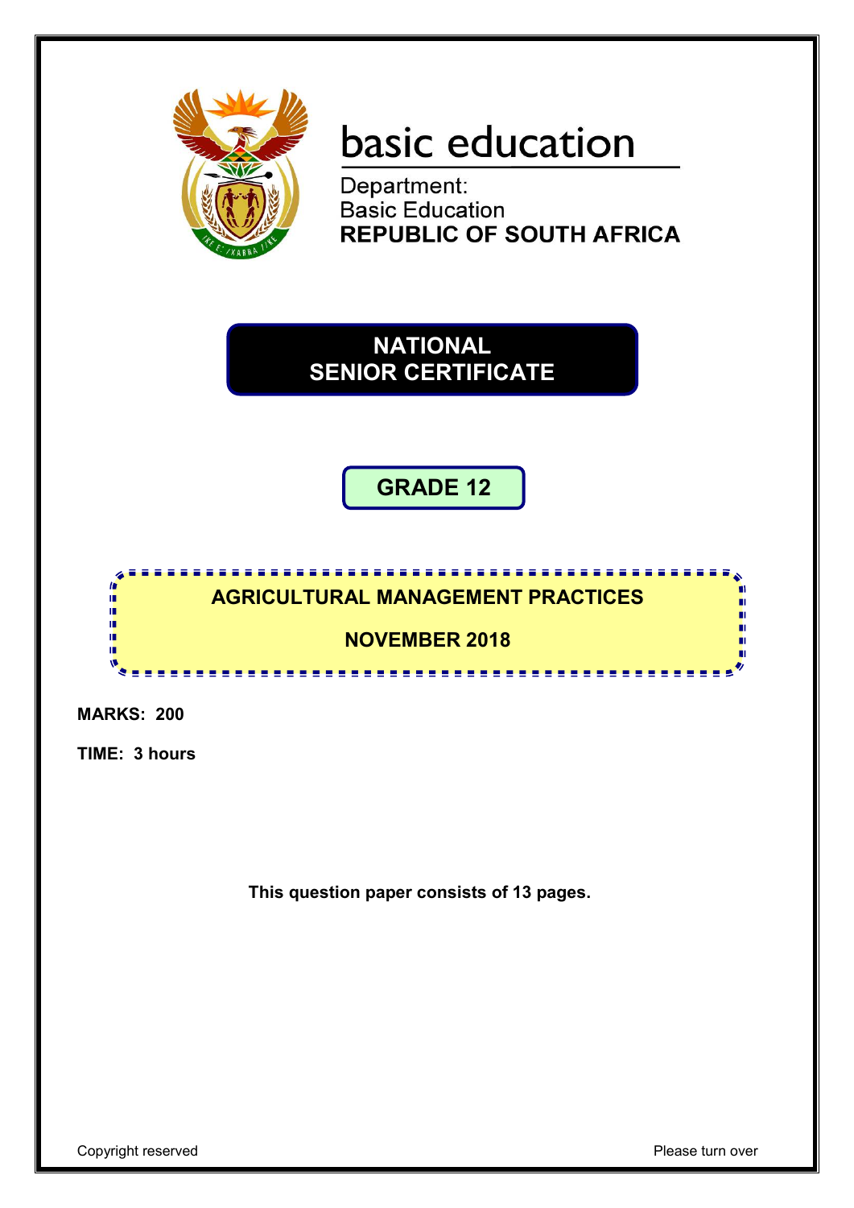basic education

Department:
Basic Education
**REPUBLIC OF SOUTH AFRICA**

# NATIONAL SENIOR CERTIFICATE

## GRADE 12

## AGRICULTURAL MANAGEMENT PRACTICES

## NOVEMBER 2018

**MARKS: 200**

**TIME: 3 hours**

**This question paper consists of 13 pages.**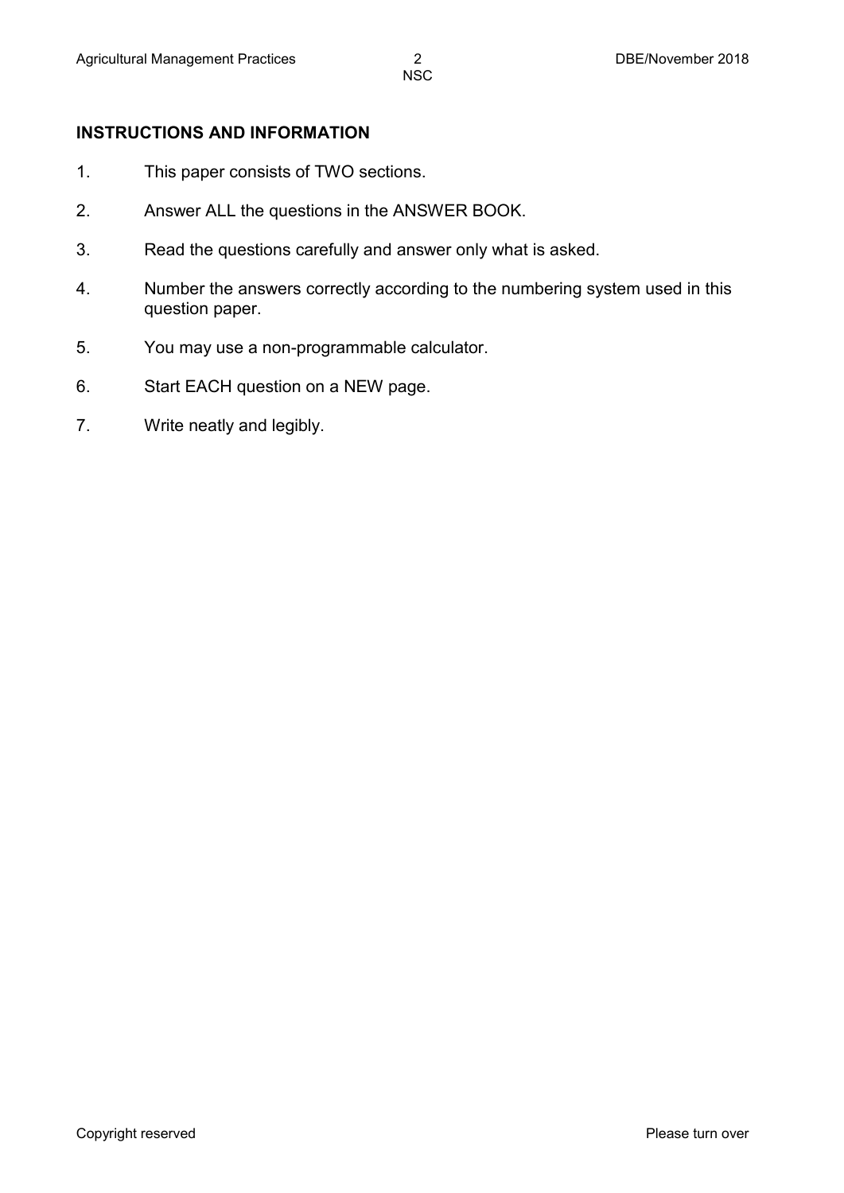## INSTRUCTIONS AND INFORMATION

1. This paper consists of TWO sections.
2. Answer ALL the questions in the ANSWER BOOK.
3. Read the questions carefully and answer only what is asked.
4. Number the answers correctly according to the numbering system used in this question paper.
5. You may use a non-programmable calculator.
6. Start EACH question on a NEW page.
7. Write neatly and legibly.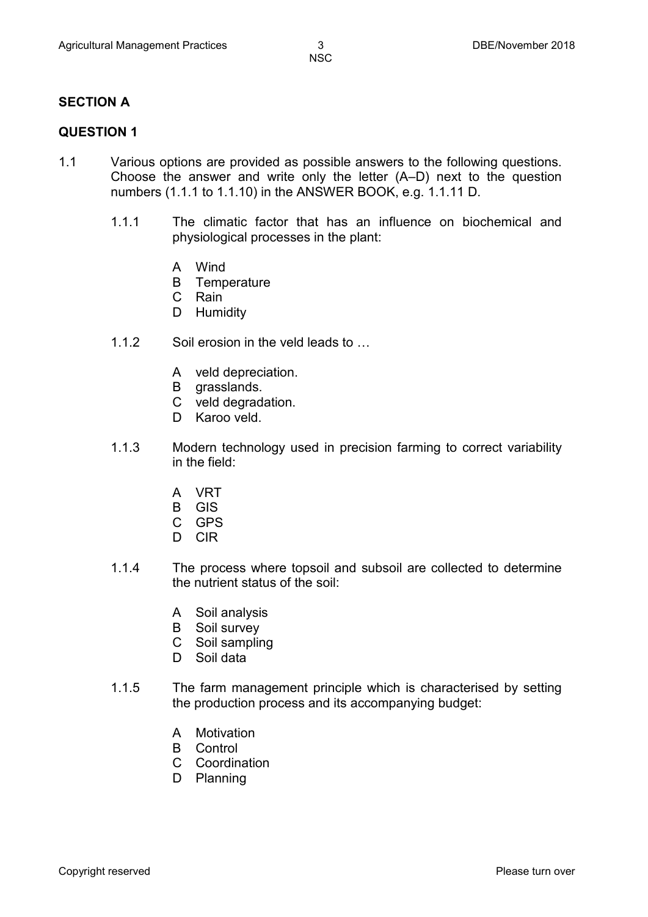## SECTION A

## QUESTION 1

1.1 Various options are provided as possible answers to the following questions. Choose the answer and write only the letter (A–D) next to the question numbers (1.1.1 to 1.1.10) in the ANSWER BOOK, e.g. 1.1.11 D.

1.1.1 The climatic factor that has an influence on biochemical and physiological processes in the plant:

- A Wind
- B Temperature
- C Rain
- D Humidity

1.1.2 Soil erosion in the veld leads to …

- A veld depreciation.
- B grasslands.
- C veld degradation.
- D Karoo veld.

1.1.3 Modern technology used in precision farming to correct variability in the field:

- A VRT
- B GIS
- C GPS
- D CIR

1.1.4 The process where topsoil and subsoil are collected to determine the nutrient status of the soil:

- A Soil analysis
- B Soil survey
- C Soil sampling
- D Soil data

1.1.5 The farm management principle which is characterised by setting the production process and its accompanying budget:

- A Motivation
- B Control
- C Coordination
- D Planning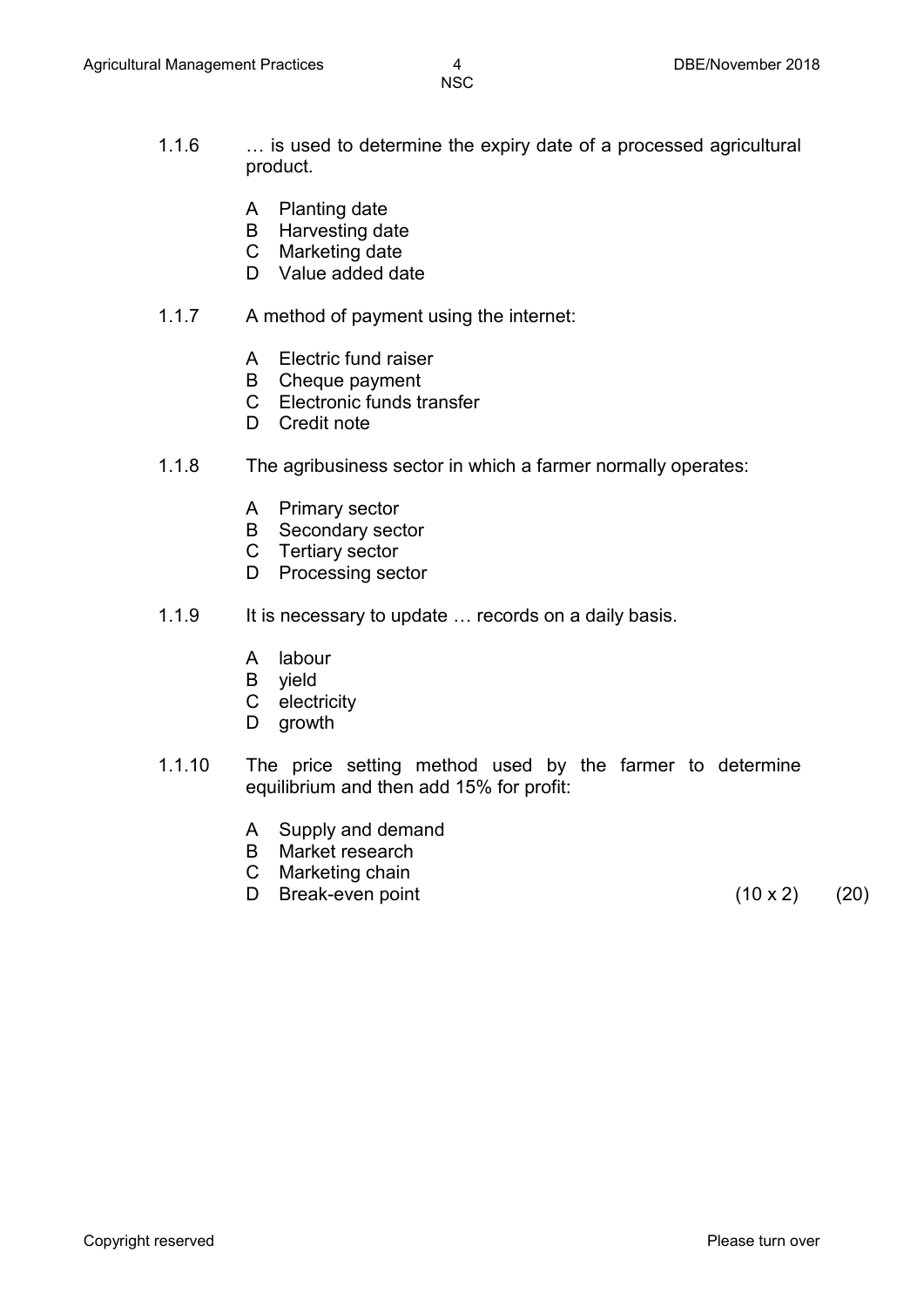1.1.6 … is used to determine the expiry date of a processed agricultural product.

A Planting date
B Harvesting date
C Marketing date
D Value added date

1.1.7 A method of payment using the internet:

A Electric fund raiser
B Cheque payment
C Electronic funds transfer
D Credit note

1.1.8 The agribusiness sector in which a farmer normally operates:

A Primary sector
B Secondary sector
C Tertiary sector
D Processing sector

1.1.9 It is necessary to update … records on a daily basis.

A labour
B yield
C electricity
D growth

1.1.10 The price setting method used by the farmer to determine equilibrium and then add 15% for profit:

A Supply and demand
B Market research
C Marketing chain
D Break-even point (10 x 2) (20)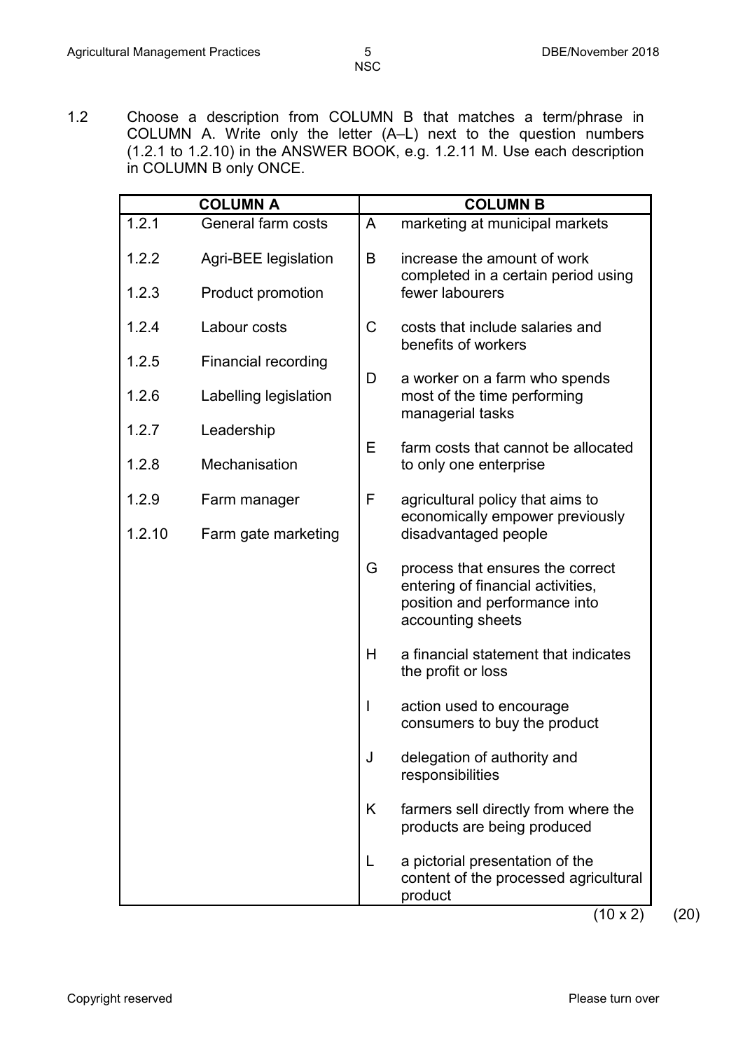1.2 Choose a description from COLUMN B that matches a term/phrase in COLUMN A. Write only the letter (A–L) next to the question numbers (1.2.1 to 1.2.10) in the ANSWER BOOK, e.g. 1.2.11 M. Use each description in COLUMN B only ONCE.

| COLUMN A | | COLUMN B | |
|---|---|---|---|
| 1.2.1 | General farm costs | A | marketing at municipal markets |
| 1.2.2 | Agri-BEE legislation | B | increase the amount of work completed in a certain period using fewer labourers |
| 1.2.3 | Product promotion | C | costs that include salaries and benefits of workers |
| 1.2.4 | Labour costs | D | a worker on a farm who spends most of the time performing managerial tasks |
| 1.2.5 | Financial recording | E | farm costs that cannot be allocated to only one enterprise |
| 1.2.6 | Labelling legislation | F | agricultural policy that aims to economically empower previously disadvantaged people |
| 1.2.7 | Leadership | G | process that ensures the correct entering of financial activities, position and performance into accounting sheets |
| 1.2.8 | Mechanisation | H | a financial statement that indicates the profit or loss |
| 1.2.9 | Farm manager | I | action used to encourage consumers to buy the product |
| 1.2.10 | Farm gate marketing | J | delegation of authority and responsibilities |
| | | K | farmers sell directly from where the products are being produced |
| | | L | a pictorial presentation of the content of the processed agricultural product |

(10 x 2) (20)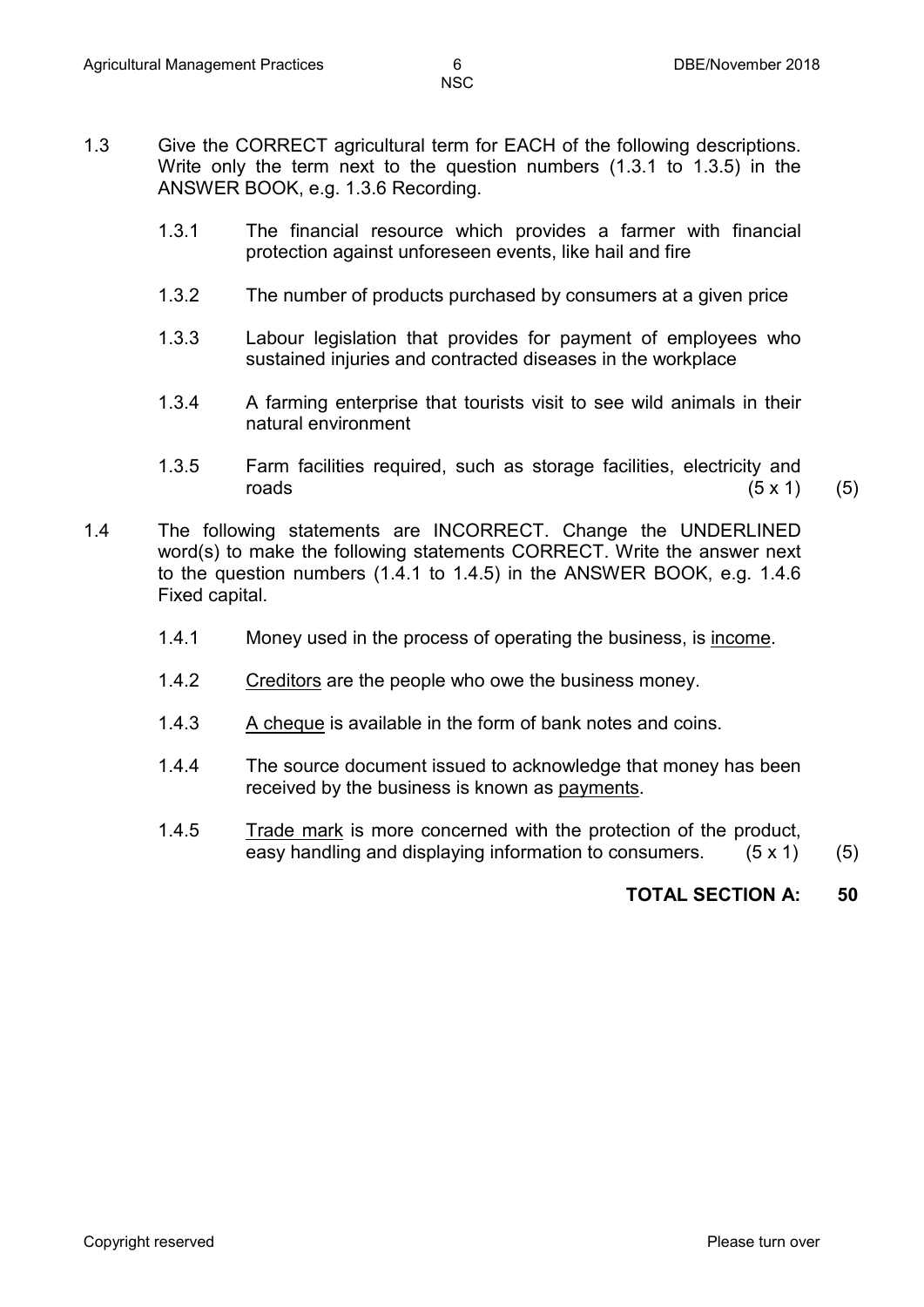1.3 Give the CORRECT agricultural term for EACH of the following descriptions. Write only the term next to the question numbers (1.3.1 to 1.3.5) in the ANSWER BOOK, e.g. 1.3.6 Recording.

1.3.1 The financial resource which provides a farmer with financial protection against unforeseen events, like hail and fire

1.3.2 The number of products purchased by consumers at a given price

1.3.3 Labour legislation that provides for payment of employees who sustained injuries and contracted diseases in the workplace

1.3.4 A farming enterprise that tourists visit to see wild animals in their natural environment

1.3.5 Farm facilities required, such as storage facilities, electricity and roads (5 x 1) (5)

1.4 The following statements are INCORRECT. Change the UNDERLINED word(s) to make the following statements CORRECT. Write the answer next to the question numbers (1.4.1 to 1.4.5) in the ANSWER BOOK, e.g. 1.4.6 Fixed capital.

1.4.1 Money used in the process of operating the business, is <u>income</u>.

1.4.2 <u>Creditors</u> are the people who owe the business money.

1.4.3 <u>A cheque</u> is available in the form of bank notes and coins.

1.4.4 The source document issued to acknowledge that money has been received by the business is known as <u>payments</u>.

1.4.5 <u>Trade mark</u> is more concerned with the protection of the product, easy handling and displaying information to consumers. (5 x 1) (5)

**TOTAL SECTION A: 50**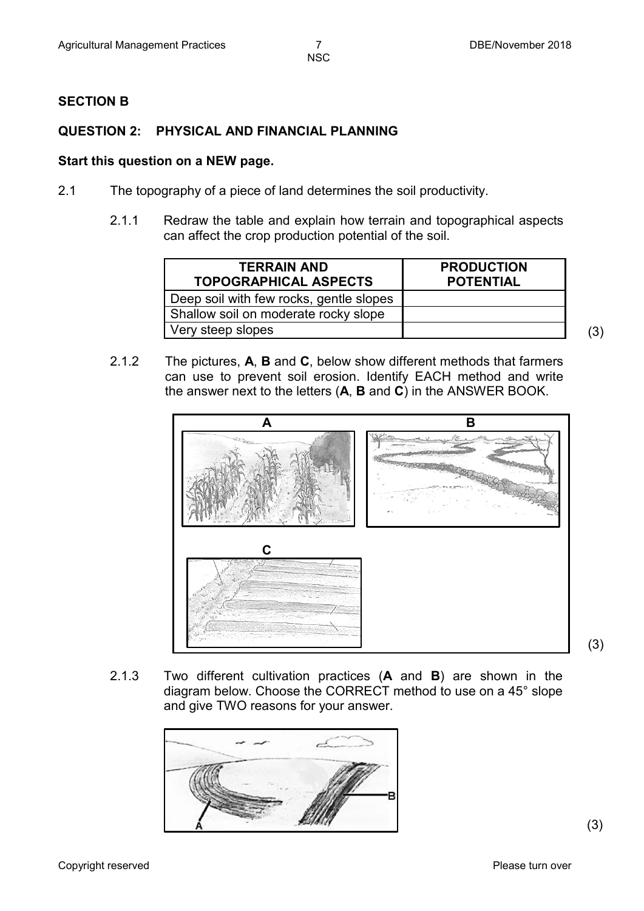## SECTION B

### QUESTION 2: PHYSICAL AND FINANCIAL PLANNING

**Start this question on a NEW page.**

2.1 The topography of a piece of land determines the soil productivity.

2.1.1 Redraw the table and explain how terrain and topographical aspects can affect the crop production potential of the soil.

| TERRAIN AND TOPOGRAPHICAL ASPECTS | PRODUCTION POTENTIAL |
|---|---|
| Deep soil with few rocks, gentle slopes | |
| Shallow soil on moderate rocky slope | |
| Very steep slopes | |

(3)

2.1.2 The pictures, **A**, **B** and **C**, below show different methods that farmers can use to prevent soil erosion. Identify EACH method and write the answer next to the letters (**A**, **B** and **C**) in the ANSWER BOOK.

(3)

2.1.3 Two different cultivation practices (**A** and **B**) are shown in the diagram below. Choose the CORRECT method to use on a 45° slope and give TWO reasons for your answer.

(3)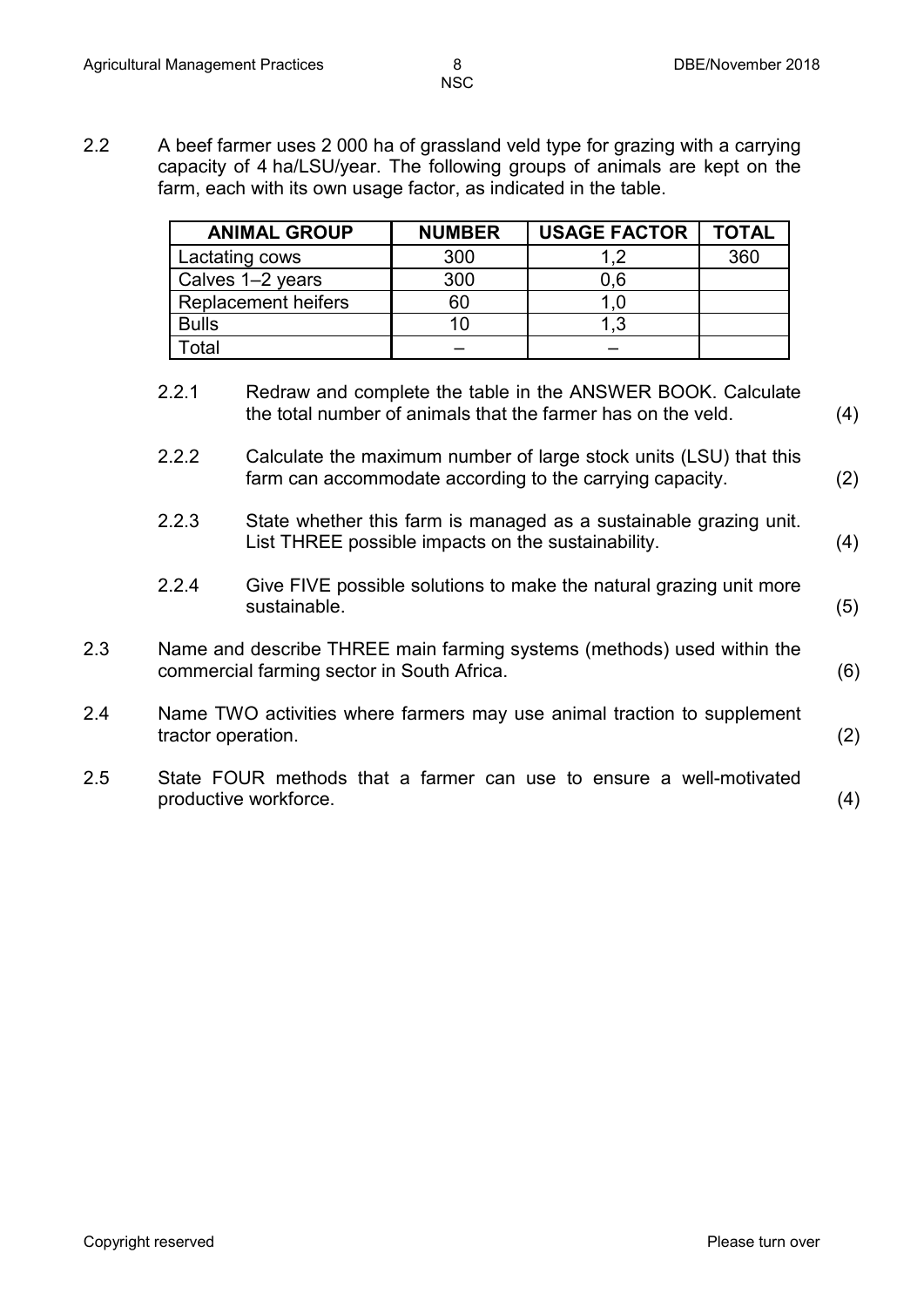2.2 A beef farmer uses 2 000 ha of grassland veld type for grazing with a carrying capacity of 4 ha/LSU/year. The following groups of animals are kept on the farm, each with its own usage factor, as indicated in the table.

| ANIMAL GROUP | NUMBER | USAGE FACTOR | TOTAL |
|---|---|---|---|
| Lactating cows | 300 | 1,2 | 360 |
| Calves 1–2 years | 300 | 0,6 | |
| Replacement heifers | 60 | 1,0 | |
| Bulls | 10 | 1,3 | |
| Total | – | – | |

2.2.1 Redraw and complete the table in the ANSWER BOOK. Calculate the total number of animals that the farmer has on the veld. (4)

2.2.2 Calculate the maximum number of large stock units (LSU) that this farm can accommodate according to the carrying capacity. (2)

2.2.3 State whether this farm is managed as a sustainable grazing unit. List THREE possible impacts on the sustainability. (4)

2.2.4 Give FIVE possible solutions to make the natural grazing unit more sustainable. (5)

2.3 Name and describe THREE main farming systems (methods) used within the commercial farming sector in South Africa. (6)

2.4 Name TWO activities where farmers may use animal traction to supplement tractor operation. (2)

2.5 State FOUR methods that a farmer can use to ensure a well-motivated productive workforce. (4)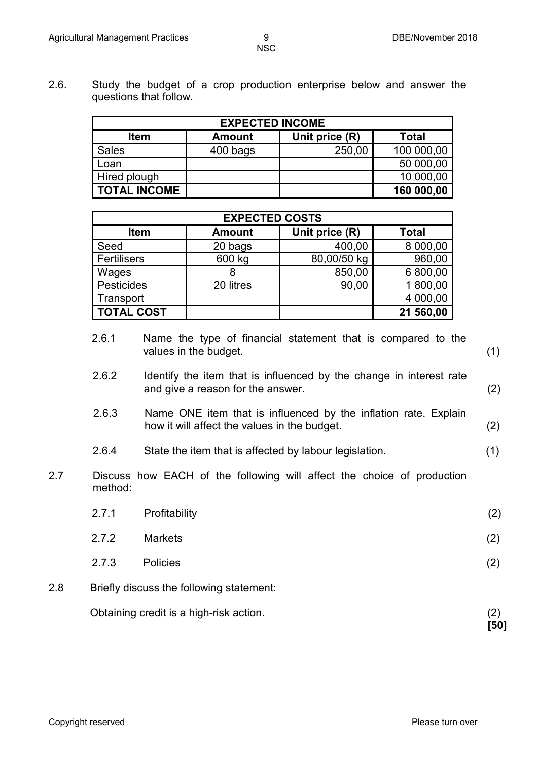2.6. Study the budget of a crop production enterprise below and answer the questions that follow.

| EXPECTED INCOME | | | |
|---|---|---|---|
| **Item** | **Amount** | **Unit price (R)** | **Total** |
| Sales | 400 bags | 250,00 | 100 000,00 |
| Loan | | | 50 000,00 |
| Hired plough | | | 10 000,00 |
| **TOTAL INCOME** | | | **160 000,00** |

| EXPECTED COSTS | | | |
|---|---|---|---|
| **Item** | **Amount** | **Unit price (R)** | **Total** |
| Seed | 20 bags | 400,00 | 8 000,00 |
| Fertilisers | 600 kg | 80,00/50 kg | 960,00 |
| Wages | 8 | 850,00 | 6 800,00 |
| Pesticides | 20 litres | 90,00 | 1 800,00 |
| Transport | | | 4 000,00 |
| **TOTAL COST** | | | **21 560,00** |

2.6.1 Name the type of financial statement that is compared to the values in the budget. (1)

2.6.2 Identify the item that is influenced by the change in interest rate and give a reason for the answer. (2)

2.6.3 Name ONE item that is influenced by the inflation rate. Explain how it will affect the values in the budget. (2)

2.6.4 State the item that is affected by labour legislation. (1)

2.7 Discuss how EACH of the following will affect the choice of production method:

2.7.1 Profitability (2)

2.7.2 Markets (2)

2.7.3 Policies (2)

2.8 Briefly discuss the following statement:

Obtaining credit is a high-risk action. (2)

**[50]**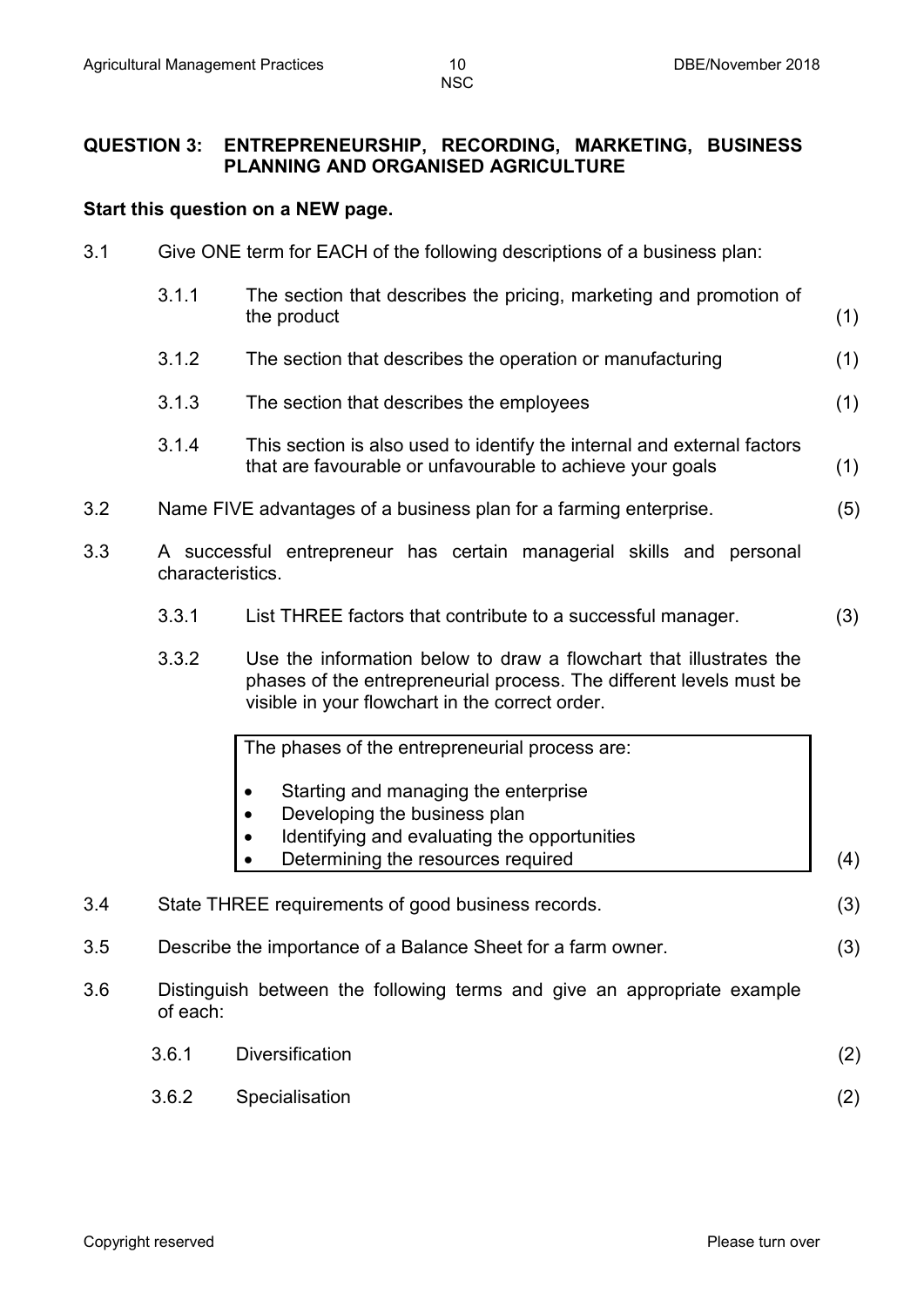## QUESTION 3: ENTREPRENEURSHIP, RECORDING, MARKETING, BUSINESS PLANNING AND ORGANISED AGRICULTURE

**Start this question on a NEW page.**

3.1 Give ONE term for EACH of the following descriptions of a business plan:

3.1.1 The section that describes the pricing, marketing and promotion of the product (1)

3.1.2 The section that describes the operation or manufacturing (1)

3.1.3 The section that describes the employees (1)

3.1.4 This section is also used to identify the internal and external factors that are favourable or unfavourable to achieve your goals (1)

3.2 Name FIVE advantages of a business plan for a farming enterprise. (5)

3.3 A successful entrepreneur has certain managerial skills and personal characteristics.

3.3.1 List THREE factors that contribute to a successful manager. (3)

3.3.2 Use the information below to draw a flowchart that illustrates the phases of the entrepreneurial process. The different levels must be visible in your flowchart in the correct order.

> The phases of the entrepreneurial process are:
>
> - Starting and managing the enterprise
> - Developing the business plan
> - Identifying and evaluating the opportunities
> - Determining the resources required

(4)

3.4 State THREE requirements of good business records. (3)

3.5 Describe the importance of a Balance Sheet for a farm owner. (3)

3.6 Distinguish between the following terms and give an appropriate example of each:

3.6.1 Diversification (2)

3.6.2 Specialisation (2)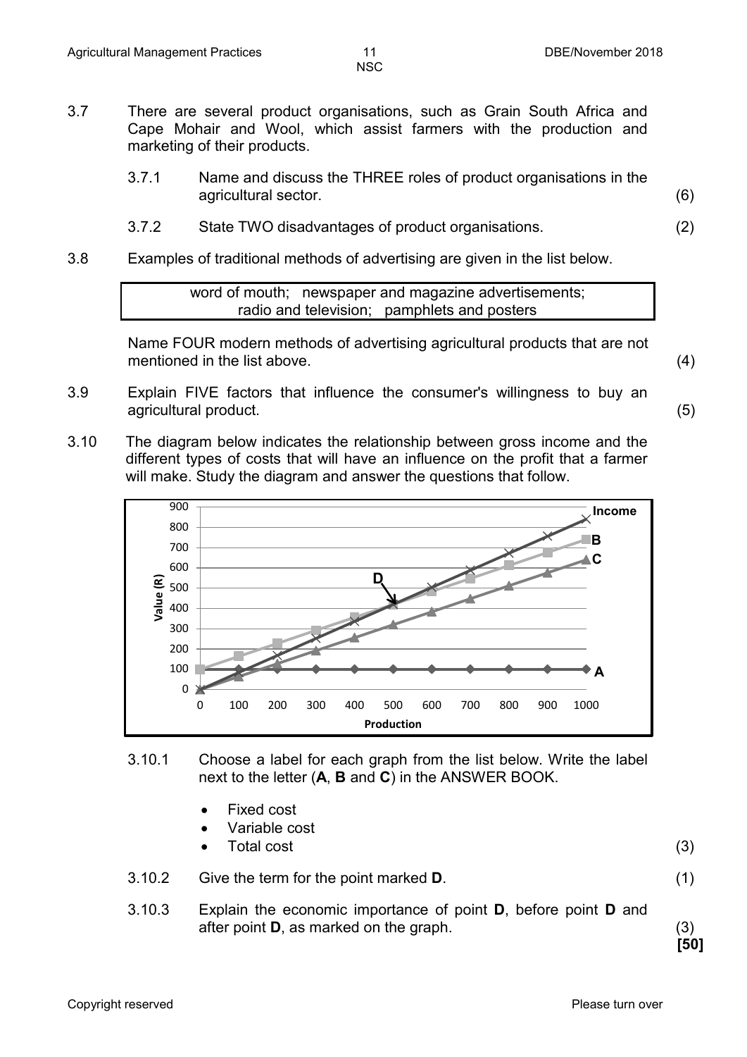3.7 There are several product organisations, such as Grain South Africa and Cape Mohair and Wool, which assist farmers with the production and marketing of their products.

3.7.1 Name and discuss the THREE roles of product organisations in the agricultural sector. (6)

3.7.2 State TWO disadvantages of product organisations. (2)

3.8 Examples of traditional methods of advertising are given in the list below.

| word of mouth; newspaper and magazine advertisements; radio and television; pamphlets and posters |
|---|

Name FOUR modern methods of advertising agricultural products that are not mentioned in the list above. (4)

3.9 Explain FIVE factors that influence the consumer's willingness to buy an agricultural product. (5)

3.10 The diagram below indicates the relationship between gross income and the different types of costs that will have an influence on the profit that a farmer will make. Study the diagram and answer the questions that follow.

3.10.1 Choose a label for each graph from the list below. Write the label next to the letter (**A**, **B** and **C**) in the ANSWER BOOK.

- Fixed cost
- Variable cost
- Total cost

(3)

3.10.2 Give the term for the point marked **D**. (1)

3.10.3 Explain the economic importance of point **D**, before point **D** and after point **D**, as marked on the graph. (3)

**[50]**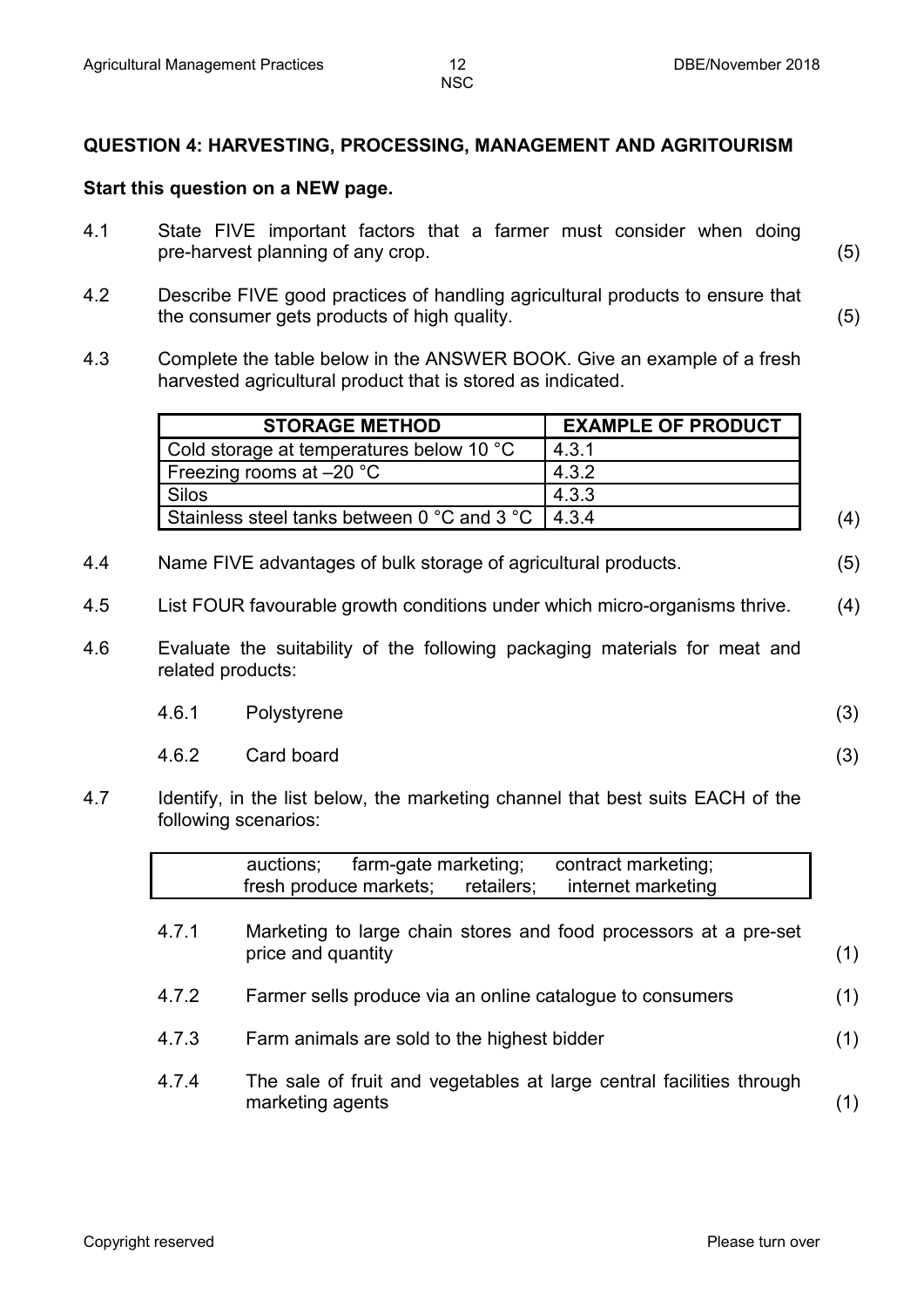## QUESTION 4: HARVESTING, PROCESSING, MANAGEMENT AND AGRITOURISM

**Start this question on a NEW page.**

4.1 State FIVE important factors that a farmer must consider when doing pre-harvest planning of any crop. (5)

4.2 Describe FIVE good practices of handling agricultural products to ensure that the consumer gets products of high quality. (5)

4.3 Complete the table below in the ANSWER BOOK. Give an example of a fresh harvested agricultural product that is stored as indicated.

| STORAGE METHOD | EXAMPLE OF PRODUCT |
|---|---|
| Cold storage at temperatures below 10 °C | 4.3.1 |
| Freezing rooms at –20 °C | 4.3.2 |
| Silos | 4.3.3 |
| Stainless steel tanks between 0 °C and 3 °C | 4.3.4 |

(4)

4.4 Name FIVE advantages of bulk storage of agricultural products. (5)

4.5 List FOUR favourable growth conditions under which micro-organisms thrive. (4)

4.6 Evaluate the suitability of the following packaging materials for meat and related products:

4.6.1 Polystyrene (3)

4.6.2 Card board (3)

4.7 Identify, in the list below, the marketing channel that best suits EACH of the following scenarios:

| auctions; farm-gate marketing; contract marketing; fresh produce markets; retailers; internet marketing |
|---|

4.7.1 Marketing to large chain stores and food processors at a pre-set price and quantity (1)

4.7.2 Farmer sells produce via an online catalogue to consumers (1)

4.7.3 Farm animals are sold to the highest bidder (1)

4.7.4 The sale of fruit and vegetables at large central facilities through marketing agents (1)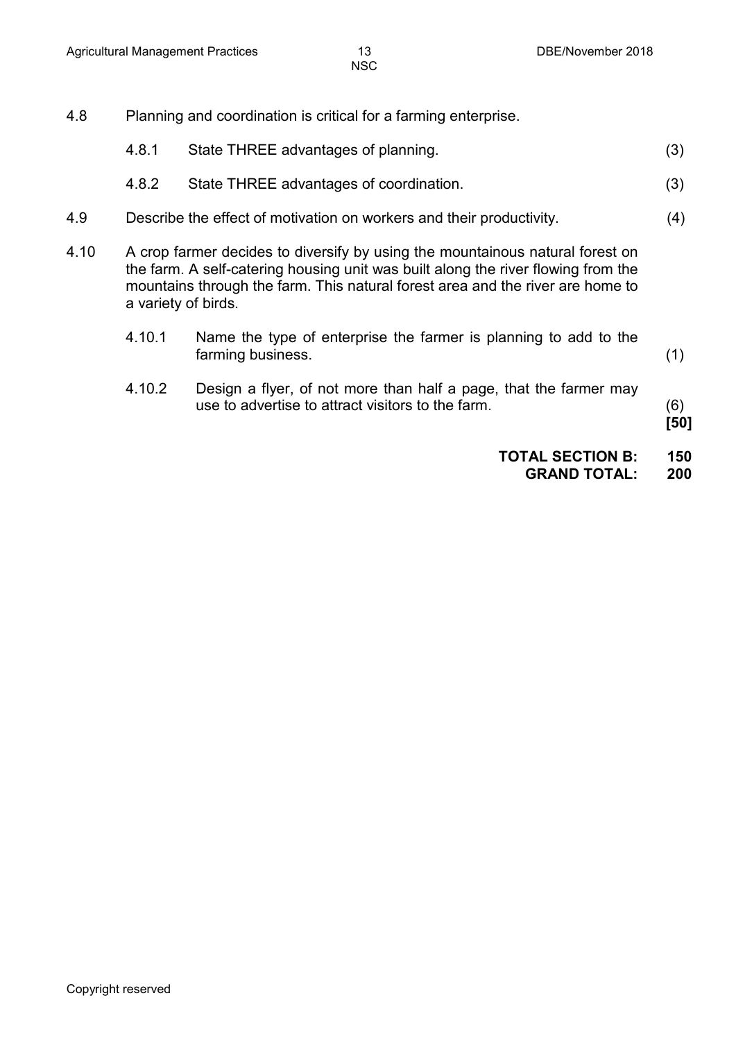4.8 Planning and coordination is critical for a farming enterprise.

4.8.1 State THREE advantages of planning. (3)

4.8.2 State THREE advantages of coordination. (3)

4.9 Describe the effect of motivation on workers and their productivity. (4)

4.10 A crop farmer decides to diversify by using the mountainous natural forest on the farm. A self-catering housing unit was built along the river flowing from the mountains through the farm. This natural forest area and the river are home to a variety of birds.

4.10.1 Name the type of enterprise the farmer is planning to add to the farming business. (1)

4.10.2 Design a flyer, of not more than half a page, that the farmer may use to advertise to attract visitors to the farm. (6)
**[50]**

**TOTAL SECTION B: 150**
**GRAND TOTAL: 200**